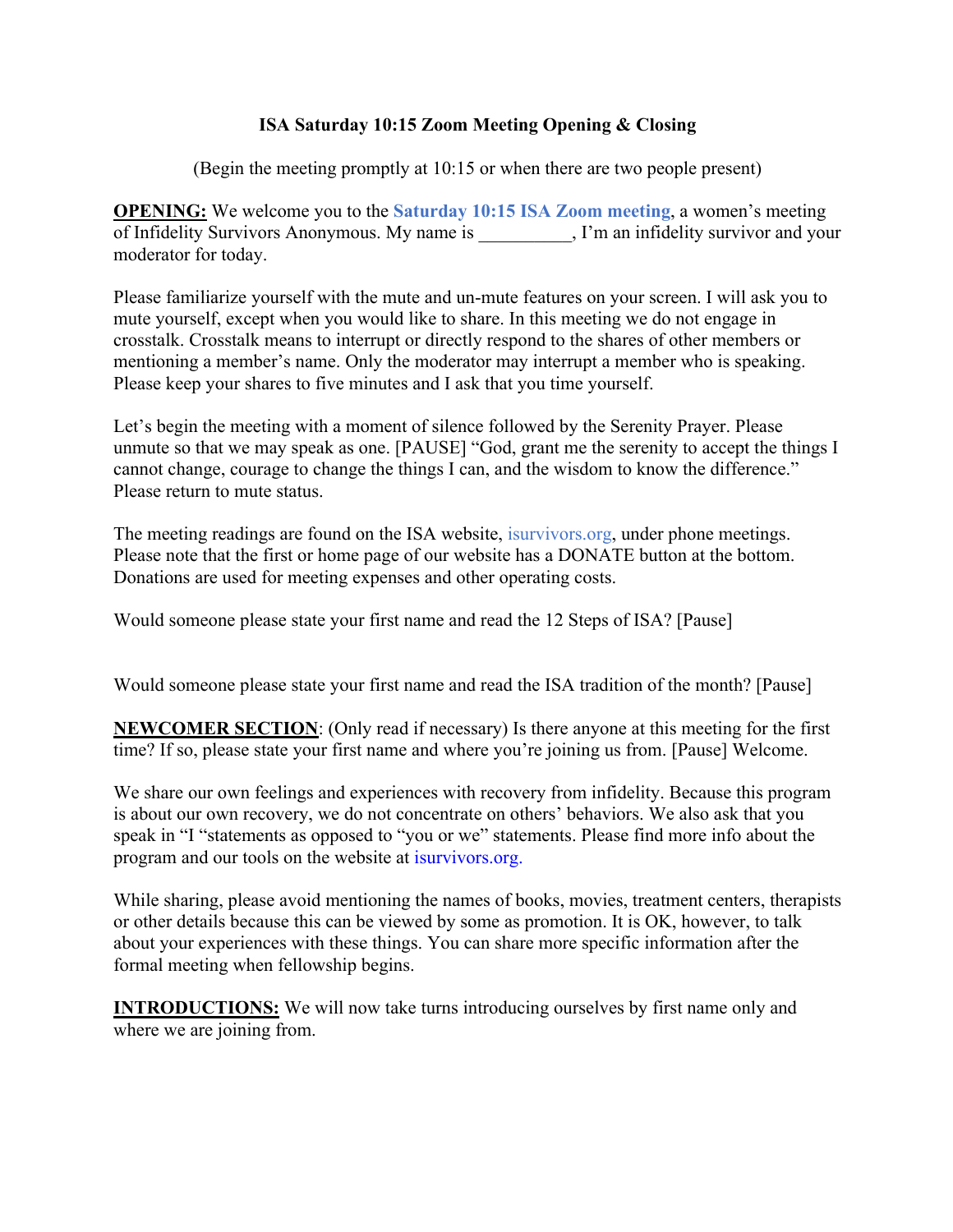**ISA Saturday 10:15 Zoom Meeting Opening & Closing**

(Begin the meeting promptly at 10:15 or when there are two people present)

**OPENING:** We welcome you to the **Saturday 10:15 ISA Zoom meeting**, a women's meeting of Infidelity Survivors Anonymous. My name is __________, I'm an infidelity survivor and your moderator for today.

Please familiarize yourself with the mute and un-mute features on your screen. I will ask you to mute yourself, except when you would like to share. In this meeting we do not engage in crosstalk. Crosstalk means to interrupt or directly respond to the shares of other members or mentioning a member's name. Only the moderator may interrupt a member who is speaking. Please keep your shares to five minutes and I ask that you time yourself.

Let's begin the meeting with a moment of silence followed by the Serenity Prayer. Please unmute so that we may speak as one. [PAUSE] "God, grant me the serenity to accept the things I cannot change, courage to change the things I can, and the wisdom to know the difference." Please return to mute status.

The meeting readings are found on the ISA website, isurvivors.org, under phone meetings. Please note that the first or home page of our website has a DONATE button at the bottom. Donations are used for meeting expenses and other operating costs.

Would someone please state your first name and read the 12 Steps of ISA? [Pause]

Would someone please state your first name and read the ISA tradition of the month? [Pause]

**NEWCOMER SECTION**: (Only read if necessary) Is there anyone at this meeting for the first time? If so, please state your first name and where you're joining us from. [Pause] Welcome.

We share our own feelings and experiences with recovery from infidelity. Because this program is about our own recovery, we do not concentrate on others' behaviors. We also ask that you speak in "I "statements as opposed to "you or we" statements. Please find more info about the program and our tools on the website at isurvivors.org.

While sharing, please avoid mentioning the names of books, movies, treatment centers, therapists or other details because this can be viewed by some as promotion. It is OK, however, to talk about your experiences with these things. You can share more specific information after the formal meeting when fellowship begins.

**INTRODUCTIONS:** We will now take turns introducing ourselves by first name only and where we are joining from.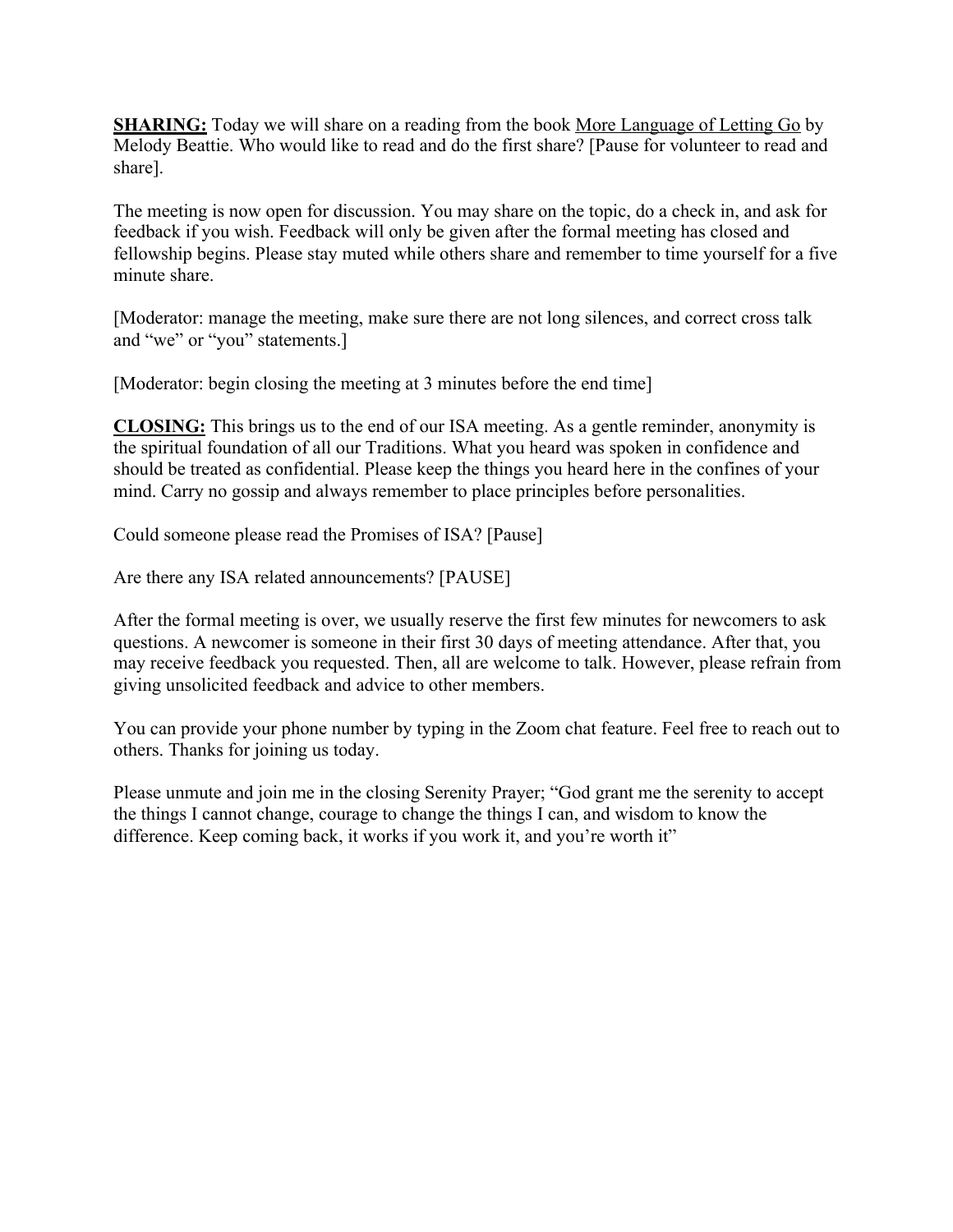**SHARING:** Today we will share on a reading from the book More Language of Letting Go by Melody Beattie. Who would like to read and do the first share? [Pause for volunteer to read and share].

The meeting is now open for discussion. You may share on the topic, do a check in, and ask for feedback if you wish. Feedback will only be given after the formal meeting has closed and fellowship begins. Please stay muted while others share and remember to time yourself for a five minute share.

[Moderator: manage the meeting, make sure there are not long silences, and correct cross talk and "we" or "you" statements.]

[Moderator: begin closing the meeting at 3 minutes before the end time]

**CLOSING:** This brings us to the end of our ISA meeting. As a gentle reminder, anonymity is the spiritual foundation of all our Traditions. What you heard was spoken in confidence and should be treated as confidential. Please keep the things you heard here in the confines of your mind. Carry no gossip and always remember to place principles before personalities.

Could someone please read the Promises of ISA? [Pause]

Are there any ISA related announcements? [PAUSE]

After the formal meeting is over, we usually reserve the first few minutes for newcomers to ask questions. A newcomer is someone in their first 30 days of meeting attendance. After that, you may receive feedback you requested. Then, all are welcome to talk. However, please refrain from giving unsolicited feedback and advice to other members.

You can provide your phone number by typing in the Zoom chat feature. Feel free to reach out to others. Thanks for joining us today.

Please unmute and join me in the closing Serenity Prayer; "God grant me the serenity to accept the things I cannot change, courage to change the things I can, and wisdom to know the difference. Keep coming back, it works if you work it, and you're worth it"